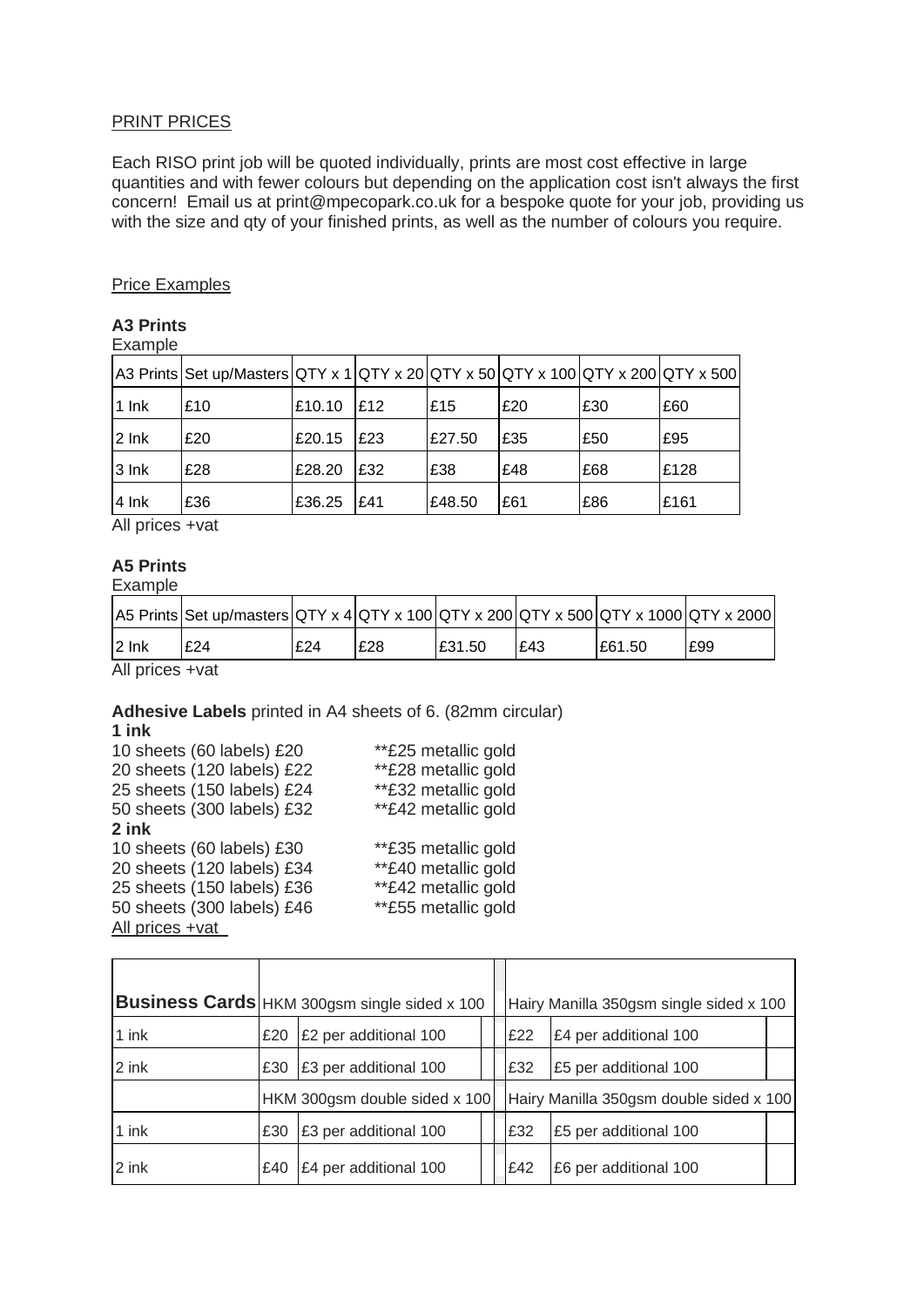PRINT PRICES

Each RISO print job will be quoted individually, prints are most cost effective in large quantities and with fewer colours but depending on the application cost isn't always the first concern! Email us at print@mpecopark.co.uk for a bespoke quote for your job, providing us with the size and qty of your finished prints, as well as the number of colours you require.

Price Examples

**A3 Prints**
Example

| A3 Prints | Set up/Masters | QTY x 1 | QTY x 20 | QTY x 50 | QTY x 100 | QTY x 200 | QTY x 500 |
|---|---|---|---|---|---|---|---|
| 1 Ink | £10 | £10.10 | £12 | £15 | £20 | £30 | £60 |
| 2 Ink | £20 | £20.15 | £23 | £27.50 | £35 | £50 | £95 |
| 3 Ink | £28 | £28.20 | £32 | £38 | £48 | £68 | £128 |
| 4 Ink | £36 | £36.25 | £41 | £48.50 | £61 | £86 | £161 |

All prices +vat

**A5 Prints**
Example

| A5 Prints | Set up/masters | QTY x 4 | QTY x 100 | QTY x 200 | QTY x 500 | QTY x 1000 | QTY x 2000 |
|---|---|---|---|---|---|---|---|
| 2 Ink | £24 | £24 | £28 | £31.50 | £43 | £61.50 | £99 |

All prices +vat

**Adhesive Labels** printed in A4 sheets of 6. (82mm circular)

**1 ink**

10 sheets (60 labels) £20 **£25 metallic gold
20 sheets (120 labels) £22 **£28 metallic gold
25 sheets (150 labels) £24 **£32 metallic gold
50 sheets (300 labels) £32 **£42 metallic gold

**2 ink**

10 sheets (60 labels) £30 **£35 metallic gold
20 sheets (120 labels) £34 **£40 metallic gold
25 sheets (150 labels) £36 **£42 metallic gold
50 sheets (300 labels) £46 **£55 metallic gold

All prices +vat

| **Business Cards** | HKM 300gsm single sided x 100 | | Hairy Manilla 350gsm single sided x 100 | |
|---|---|---|---|---|
| 1 ink | £20 | £2 per additional 100 | £22 | £4 per additional 100 |
| 2 ink | £30 | £3 per additional 100 | £32 | £5 per additional 100 |
| | HKM 300gsm double sided x 100 | | Hairy Manilla 350gsm double sided x 100 | |
| 1 ink | £30 | £3 per additional 100 | £32 | £5 per additional 100 |
| 2 ink | £40 | £4 per additional 100 | £42 | £6 per additional 100 |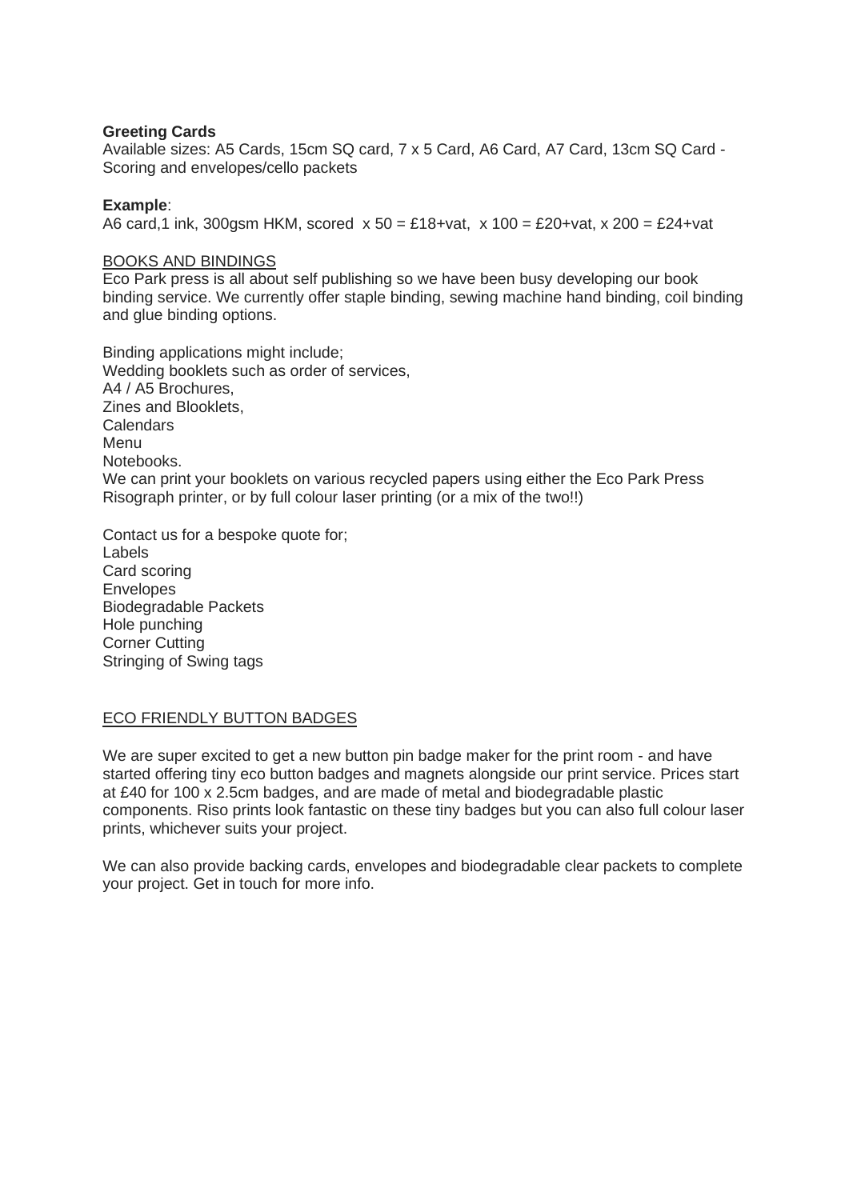**Greeting Cards**
Available sizes: A5 Cards, 15cm SQ card, 7 x 5 Card, A6 Card, A7 Card, 13cm SQ Card - Scoring and envelopes/cello packets

**Example**:
A6 card,1 ink, 300gsm HKM, scored x 50 = £18+vat, x 100 = £20+vat, x 200 = £24+vat

<u>BOOKS AND BINDINGS</u>
Eco Park press is all about self publishing so we have been busy developing our book binding service. We currently offer staple binding, sewing machine hand binding, coil binding and glue binding options.

Binding applications might include;
Wedding booklets such as order of services,
A4 / A5 Brochures,
Zines and Blooklets,
Calendars
Menu
Notebooks.
We can print your booklets on various recycled papers using either the Eco Park Press Risograph printer, or by full colour laser printing (or a mix of the two!!)

Contact us for a bespoke quote for;
Labels
Card scoring
Envelopes
Biodegradable Packets
Hole punching
Corner Cutting
Stringing of Swing tags

<u>ECO FRIENDLY BUTTON BADGES</u>

We are super excited to get a new button pin badge maker for the print room - and have started offering tiny eco button badges and magnets alongside our print service. Prices start at £40 for 100 x 2.5cm badges, and are made of metal and biodegradable plastic components. Riso prints look fantastic on these tiny badges but you can also full colour laser prints, whichever suits your project.

We can also provide backing cards, envelopes and biodegradable clear packets to complete your project. Get in touch for more info.